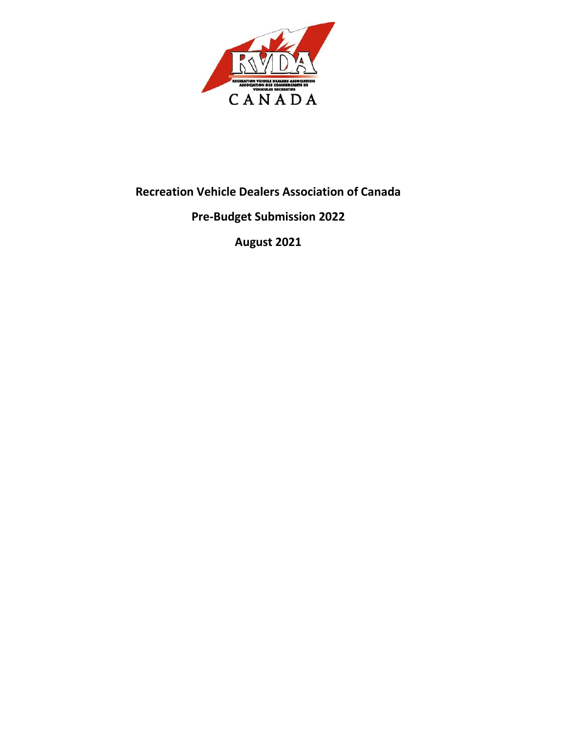# Recreation Vehicle Dealers Association of Canada

## Pre-Budget Submission 2022

**August 2021**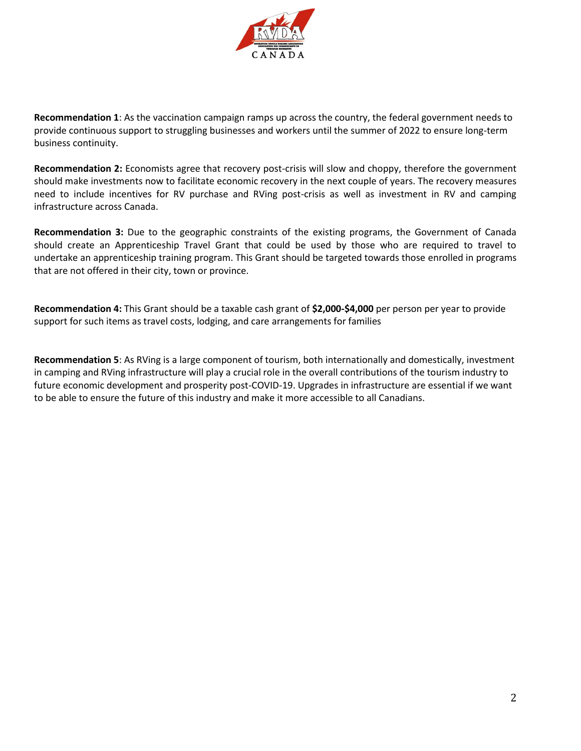**Recommendation 1**: As the vaccination campaign ramps up across the country, the federal government needs to provide continuous support to struggling businesses and workers until the summer of 2022 to ensure long-term business continuity.

**Recommendation 2:** Economists agree that recovery post-crisis will slow and choppy, therefore the government should make investments now to facilitate economic recovery in the next couple of years. The recovery measures need to include incentives for RV purchase and RVing post-crisis as well as investment in RV and camping infrastructure across Canada.

**Recommendation 3:** Due to the geographic constraints of the existing programs, the Government of Canada should create an Apprenticeship Travel Grant that could be used by those who are required to travel to undertake an apprenticeship training program. This Grant should be targeted towards those enrolled in programs that are not offered in their city, town or province.

**Recommendation 4:** This Grant should be a taxable cash grant of **$2,000-$4,000** per person per year to provide support for such items as travel costs, lodging, and care arrangements for families

**Recommendation 5**: As RVing is a large component of tourism, both internationally and domestically, investment in camping and RVing infrastructure will play a crucial role in the overall contributions of the tourism industry to future economic development and prosperity post-COVID-19. Upgrades in infrastructure are essential if we want to be able to ensure the future of this industry and make it more accessible to all Canadians.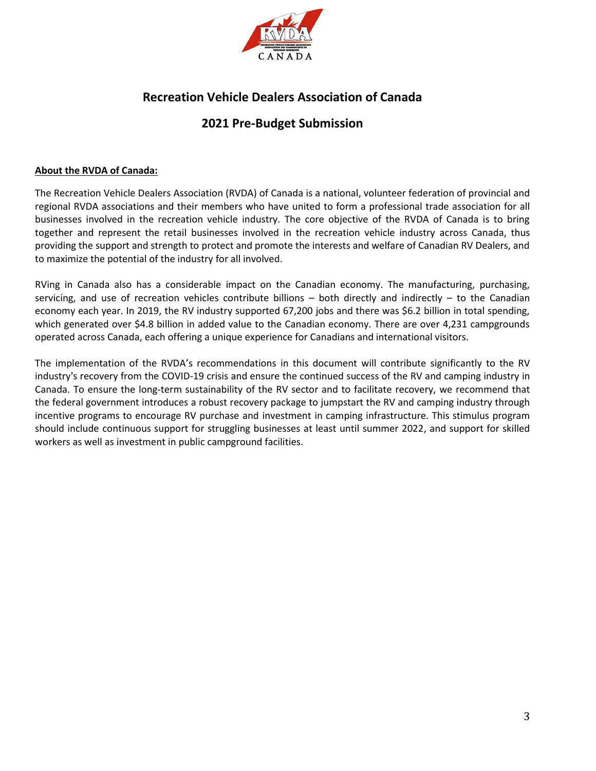# Recreation Vehicle Dealers Association of Canada

## 2021 Pre-Budget Submission

**About the RVDA of Canada:**

The Recreation Vehicle Dealers Association (RVDA) of Canada is a national, volunteer federation of provincial and regional RVDA associations and their members who have united to form a professional trade association for all businesses involved in the recreation vehicle industry. The core objective of the RVDA of Canada is to bring together and represent the retail businesses involved in the recreation vehicle industry across Canada, thus providing the support and strength to protect and promote the interests and welfare of Canadian RV Dealers, and to maximize the potential of the industry for all involved.

RVing in Canada also has a considerable impact on the Canadian economy. The manufacturing, purchasing, servicing, and use of recreation vehicles contribute billions – both directly and indirectly – to the Canadian economy each year. In 2019, the RV industry supported 67,200 jobs and there was $6.2 billion in total spending, which generated over $4.8 billion in added value to the Canadian economy. There are over 4,231 campgrounds operated across Canada, each offering a unique experience for Canadians and international visitors.

The implementation of the RVDA's recommendations in this document will contribute significantly to the RV industry's recovery from the COVID-19 crisis and ensure the continued success of the RV and camping industry in Canada. To ensure the long-term sustainability of the RV sector and to facilitate recovery, we recommend that the federal government introduces a robust recovery package to jumpstart the RV and camping industry through incentive programs to encourage RV purchase and investment in camping infrastructure. This stimulus program should include continuous support for struggling businesses at least until summer 2022, and support for skilled workers as well as investment in public campground facilities.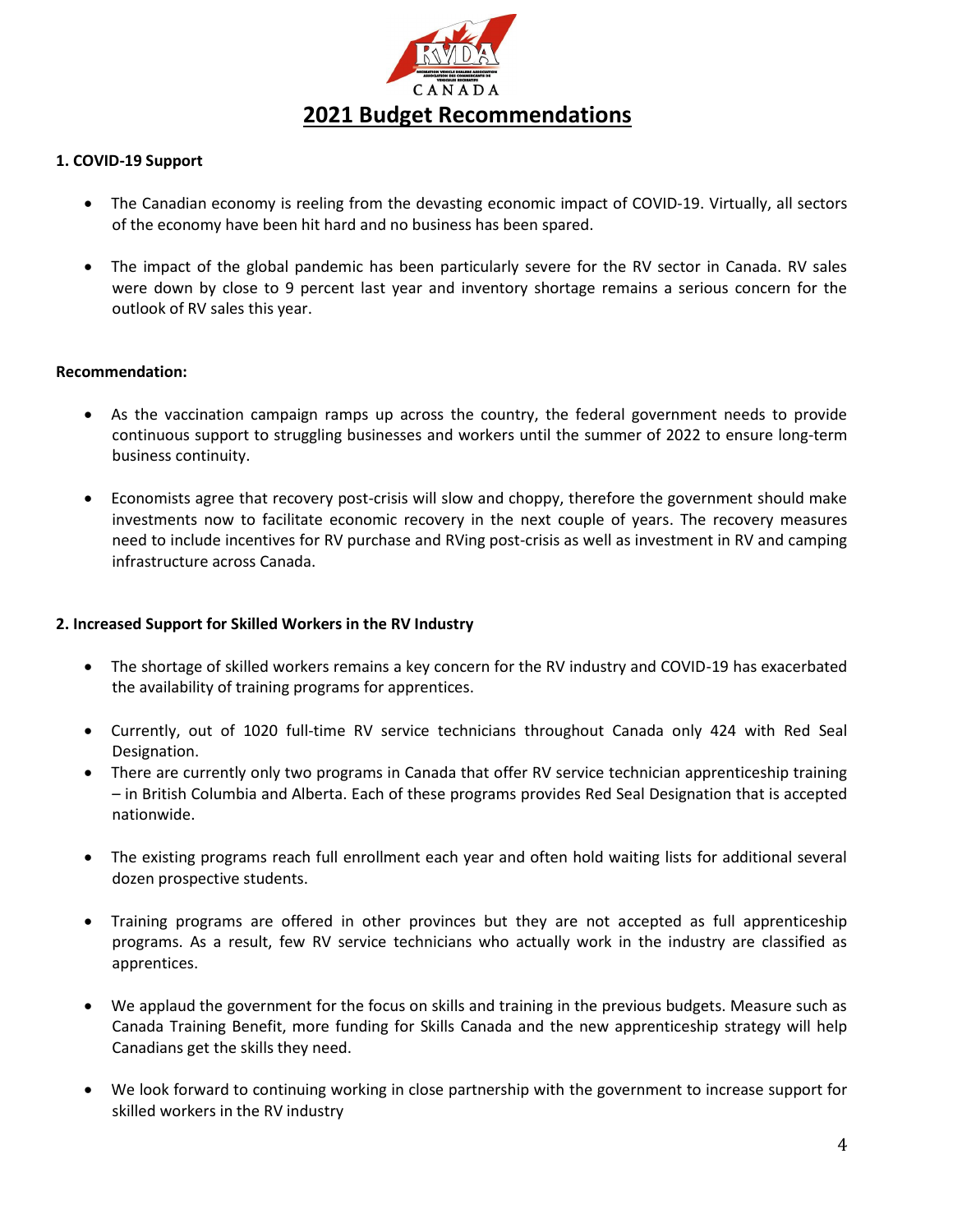# 2021 Budget Recommendations

**1. COVID-19 Support**

- The Canadian economy is reeling from the devasting economic impact of COVID-19. Virtually, all sectors of the economy have been hit hard and no business has been spared.

- The impact of the global pandemic has been particularly severe for the RV sector in Canada. RV sales were down by close to 9 percent last year and inventory shortage remains a serious concern for the outlook of RV sales this year.

**Recommendation:**

- As the vaccination campaign ramps up across the country, the federal government needs to provide continuous support to struggling businesses and workers until the summer of 2022 to ensure long-term business continuity.

- Economists agree that recovery post-crisis will slow and choppy, therefore the government should make investments now to facilitate economic recovery in the next couple of years. The recovery measures need to include incentives for RV purchase and RVing post-crisis as well as investment in RV and camping infrastructure across Canada.

**2. Increased Support for Skilled Workers in the RV Industry**

- The shortage of skilled workers remains a key concern for the RV industry and COVID-19 has exacerbated the availability of training programs for apprentices.

- Currently, out of 1020 full-time RV service technicians throughout Canada only 424 with Red Seal Designation.
- There are currently only two programs in Canada that offer RV service technician apprenticeship training – in British Columbia and Alberta. Each of these programs provides Red Seal Designation that is accepted nationwide.

- The existing programs reach full enrollment each year and often hold waiting lists for additional several dozen prospective students.

- Training programs are offered in other provinces but they are not accepted as full apprenticeship programs. As a result, few RV service technicians who actually work in the industry are classified as apprentices.

- We applaud the government for the focus on skills and training in the previous budgets. Measure such as Canada Training Benefit, more funding for Skills Canada and the new apprenticeship strategy will help Canadians get the skills they need.

- We look forward to continuing working in close partnership with the government to increase support for skilled workers in the RV industry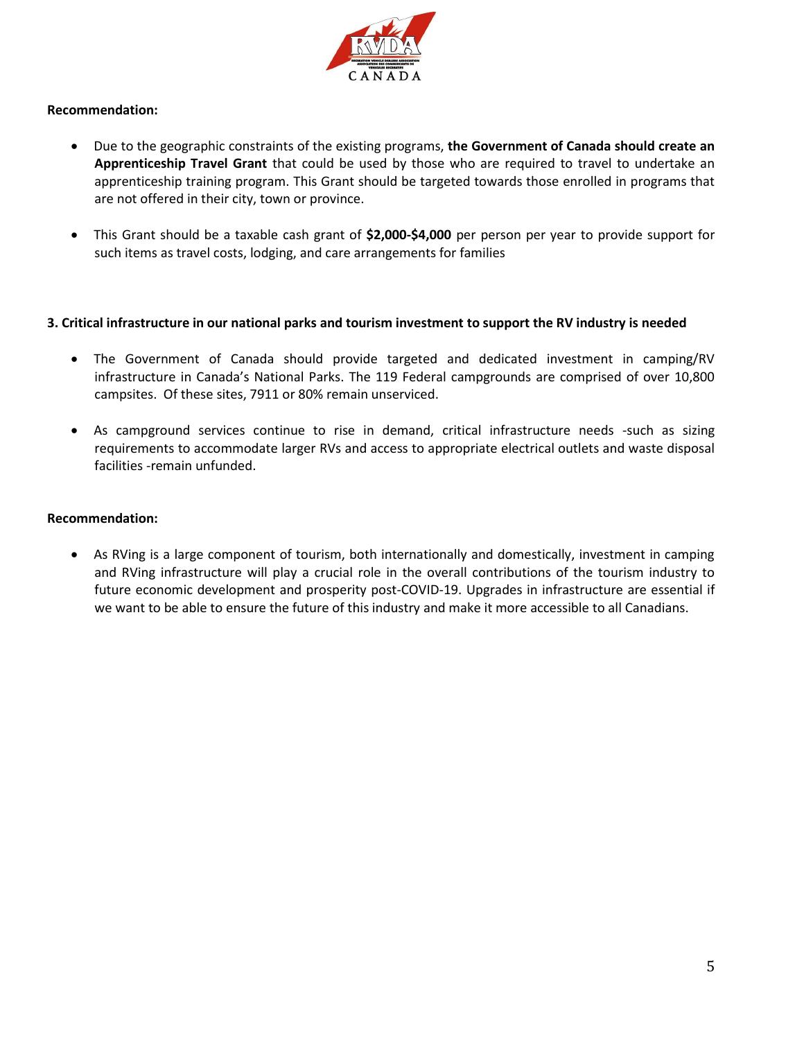**Recommendation:**

- Due to the geographic constraints of the existing programs, **the Government of Canada should create an Apprenticeship Travel Grant** that could be used by those who are required to travel to undertake an apprenticeship training program. This Grant should be targeted towards those enrolled in programs that are not offered in their city, town or province.

- This Grant should be a taxable cash grant of **$2,000-$4,000** per person per year to provide support for such items as travel costs, lodging, and care arrangements for families

**3. Critical infrastructure in our national parks and tourism investment to support the RV industry is needed**

- The Government of Canada should provide targeted and dedicated investment in camping/RV infrastructure in Canada's National Parks. The 119 Federal campgrounds are comprised of over 10,800 campsites. Of these sites, 7911 or 80% remain unserviced.

- As campground services continue to rise in demand, critical infrastructure needs -such as sizing requirements to accommodate larger RVs and access to appropriate electrical outlets and waste disposal facilities -remain unfunded.

**Recommendation:**

- As RVing is a large component of tourism, both internationally and domestically, investment in camping and RVing infrastructure will play a crucial role in the overall contributions of the tourism industry to future economic development and prosperity post-COVID-19. Upgrades in infrastructure are essential if we want to be able to ensure the future of this industry and make it more accessible to all Canadians.